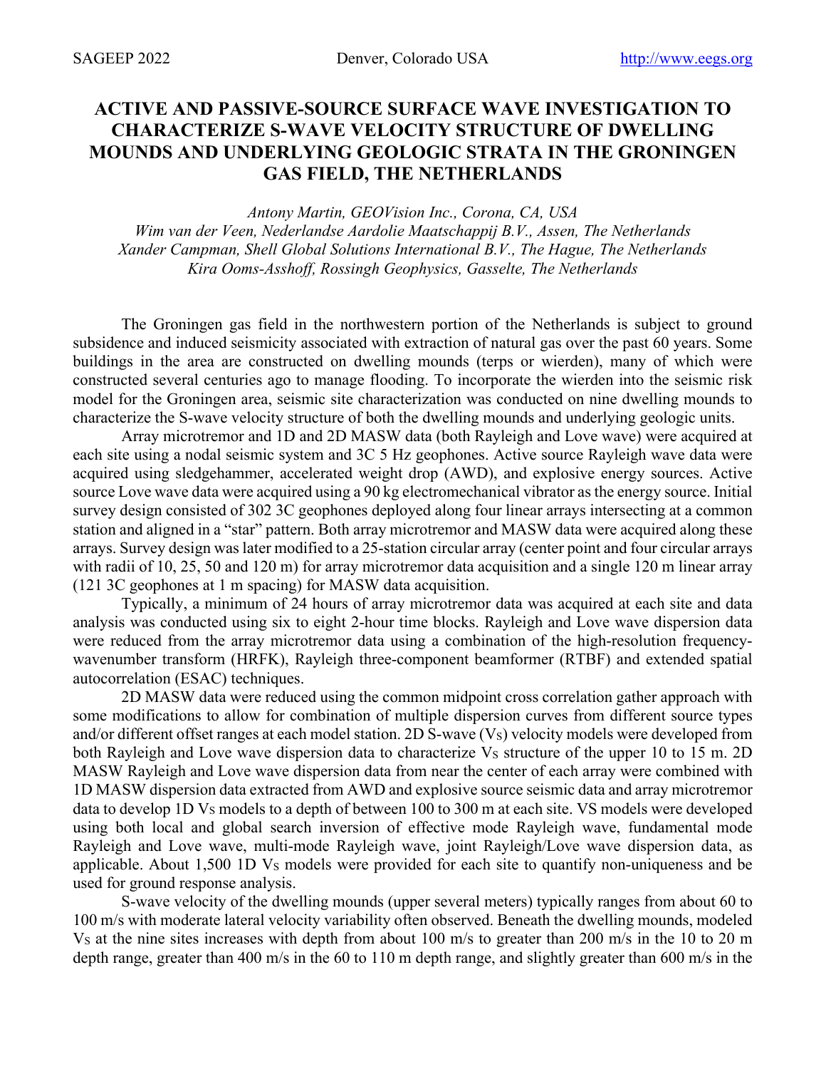# ACTIVE AND PASSIVE-SOURCE SURFACE WAVE INVESTIGATION TO CHARACTERIZE S-WAVE VELOCITY STRUCTURE OF DWELLING MOUNDS AND UNDERLYING GEOLOGIC STRATA IN THE GRONINGEN GAS FIELD, THE NETHERLANDS

*Antony Martin, GEOVision Inc., Corona, CA, USA*
*Wim van der Veen, Nederlandse Aardolie Maatschappij B.V., Assen, The Netherlands*
*Xander Campman, Shell Global Solutions International B.V., The Hague, The Netherlands*
*Kira Ooms-Asshoff, Rossingh Geophysics, Gasselte, The Netherlands*

The Groningen gas field in the northwestern portion of the Netherlands is subject to ground subsidence and induced seismicity associated with extraction of natural gas over the past 60 years. Some buildings in the area are constructed on dwelling mounds (terps or wierden), many of which were constructed several centuries ago to manage flooding. To incorporate the wierden into the seismic risk model for the Groningen area, seismic site characterization was conducted on nine dwelling mounds to characterize the S-wave velocity structure of both the dwelling mounds and underlying geologic units.

Array microtremor and 1D and 2D MASW data (both Rayleigh and Love wave) were acquired at each site using a nodal seismic system and 3C 5 Hz geophones. Active source Rayleigh wave data were acquired using sledgehammer, accelerated weight drop (AWD), and explosive energy sources. Active source Love wave data were acquired using a 90 kg electromechanical vibrator as the energy source. Initial survey design consisted of 302 3C geophones deployed along four linear arrays intersecting at a common station and aligned in a "star" pattern. Both array microtremor and MASW data were acquired along these arrays. Survey design was later modified to a 25-station circular array (center point and four circular arrays with radii of 10, 25, 50 and 120 m) for array microtremor data acquisition and a single 120 m linear array (121 3C geophones at 1 m spacing) for MASW data acquisition.

Typically, a minimum of 24 hours of array microtremor data was acquired at each site and data analysis was conducted using six to eight 2-hour time blocks. Rayleigh and Love wave dispersion data were reduced from the array microtremor data using a combination of the high-resolution frequency-wavenumber transform (HRFK), Rayleigh three-component beamformer (RTBF) and extended spatial autocorrelation (ESAC) techniques.

2D MASW data were reduced using the common midpoint cross correlation gather approach with some modifications to allow for combination of multiple dispersion curves from different source types and/or different offset ranges at each model station. 2D S-wave ($V_S$) velocity models were developed from both Rayleigh and Love wave dispersion data to characterize $V_S$ structure of the upper 10 to 15 m. 2D MASW Rayleigh and Love wave dispersion data from near the center of each array were combined with 1D MASW dispersion data extracted from AWD and explosive source seismic data and array microtremor data to develop 1D $V_S$ models to a depth of between 100 to 300 m at each site. VS models were developed using both local and global search inversion of effective mode Rayleigh wave, fundamental mode Rayleigh and Love wave, multi-mode Rayleigh wave, joint Rayleigh/Love wave dispersion data, as applicable. About 1,500 1D $V_S$ models were provided for each site to quantify non-uniqueness and be used for ground response analysis.

S-wave velocity of the dwelling mounds (upper several meters) typically ranges from about 60 to 100 m/s with moderate lateral velocity variability often observed. Beneath the dwelling mounds, modeled $V_S$ at the nine sites increases with depth from about 100 m/s to greater than 200 m/s in the 10 to 20 m depth range, greater than 400 m/s in the 60 to 110 m depth range, and slightly greater than 600 m/s in the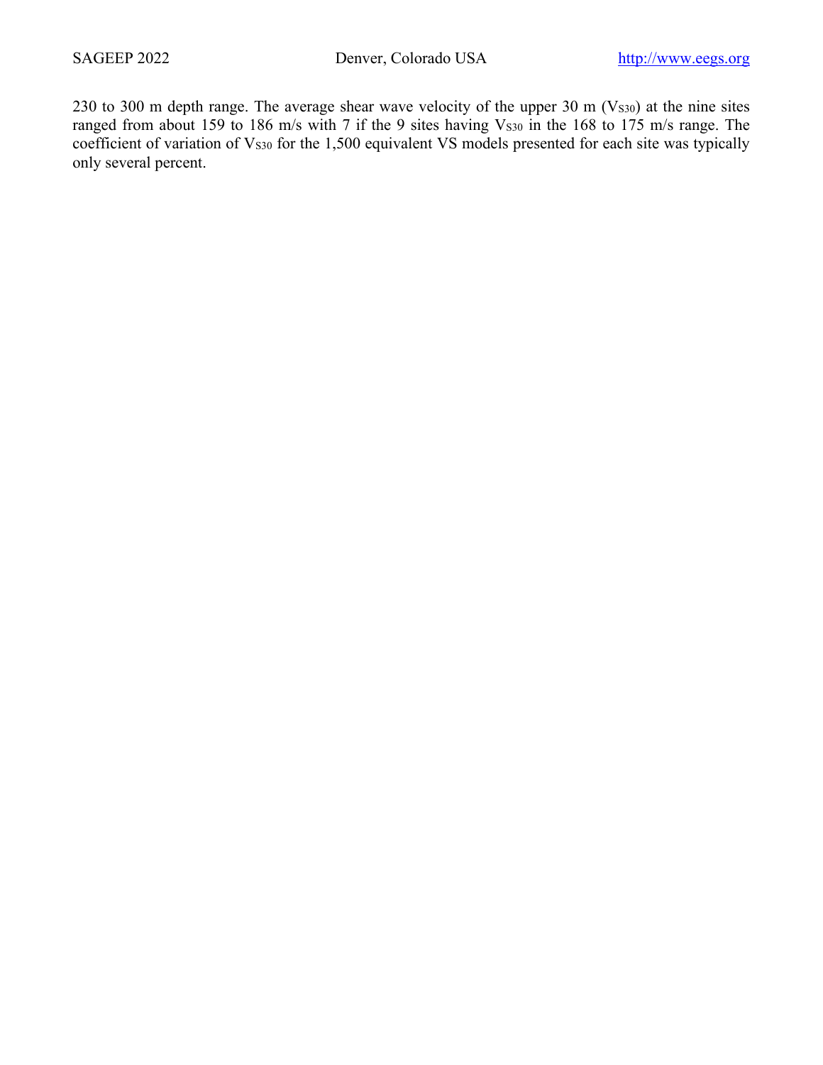230 to 300 m depth range. The average shear wave velocity of the upper 30 m ($V_{S30}$) at the nine sites ranged from about 159 to 186 m/s with 7 if the 9 sites having $V_{S30}$ in the 168 to 175 m/s range. The coefficient of variation of $V_{S30}$ for the 1,500 equivalent VS models presented for each site was typically only several percent.